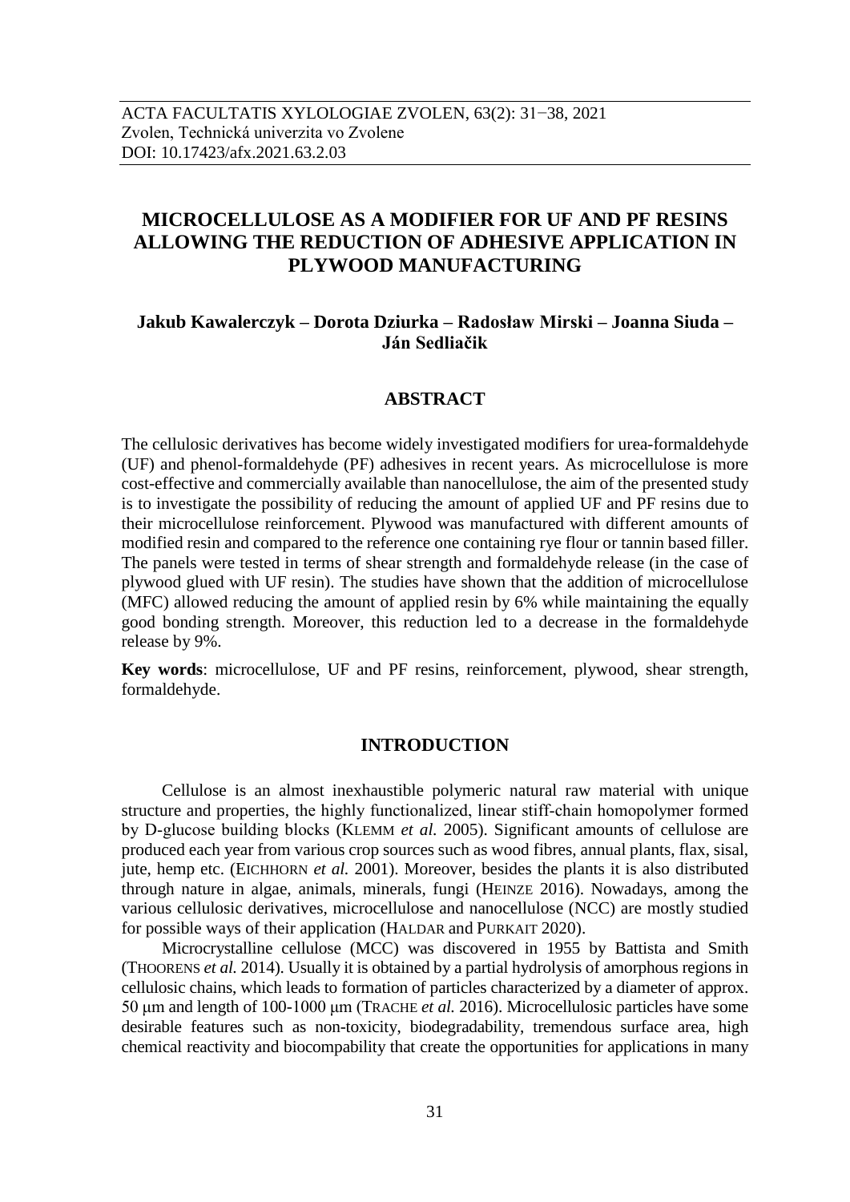ACTA FACULTATIS XYLOLOGIAE ZVOLEN, 63(2): 31−38, 2021
Zvolen, Technická univerzita vo Zvolene
DOI: 10.17423/afx.2021.63.2.03

# MICROCELLULOSE AS A MODIFIER FOR UF AND PF RESINS ALLOWING THE REDUCTION OF ADHESIVE APPLICATION IN PLYWOOD MANUFACTURING

**Jakub Kawalerczyk – Dorota Dziurka – Radosław Mirski – Joanna Siuda – Ján Sedliačik**

## ABSTRACT

The cellulosic derivatives has become widely investigated modifiers for urea-formaldehyde (UF) and phenol-formaldehyde (PF) adhesives in recent years. As microcellulose is more cost-effective and commercially available than nanocellulose, the aim of the presented study is to investigate the possibility of reducing the amount of applied UF and PF resins due to their microcellulose reinforcement. Plywood was manufactured with different amounts of modified resin and compared to the reference one containing rye flour or tannin based filler. The panels were tested in terms of shear strength and formaldehyde release (in the case of plywood glued with UF resin). The studies have shown that the addition of microcellulose (MFC) allowed reducing the amount of applied resin by 6% while maintaining the equally good bonding strength. Moreover, this reduction led to a decrease in the formaldehyde release by 9%.

**Key words**: microcellulose, UF and PF resins, reinforcement, plywood, shear strength, formaldehyde.

## INTRODUCTION

Cellulose is an almost inexhaustible polymeric natural raw material with unique structure and properties, the highly functionalized, linear stiff-chain homopolymer formed by D-glucose building blocks (KLEMM *et al.* 2005). Significant amounts of cellulose are produced each year from various crop sources such as wood fibres, annual plants, flax, sisal, jute, hemp etc. (EICHHORN *et al.* 2001). Moreover, besides the plants it is also distributed through nature in algae, animals, minerals, fungi (HEINZE 2016). Nowadays, among the various cellulosic derivatives, microcellulose and nanocellulose (NCC) are mostly studied for possible ways of their application (HALDAR and PURKAIT 2020).

Microcrystalline cellulose (MCC) was discovered in 1955 by Battista and Smith (THOORENS *et al.* 2014). Usually it is obtained by a partial hydrolysis of amorphous regions in cellulosic chains, which leads to formation of particles characterized by a diameter of approx. 50 μm and length of 100-1000 μm (TRACHE *et al.* 2016). Microcellulosic particles have some desirable features such as non-toxicity, biodegradability, tremendous surface area, high chemical reactivity and biocompability that create the opportunities for applications in many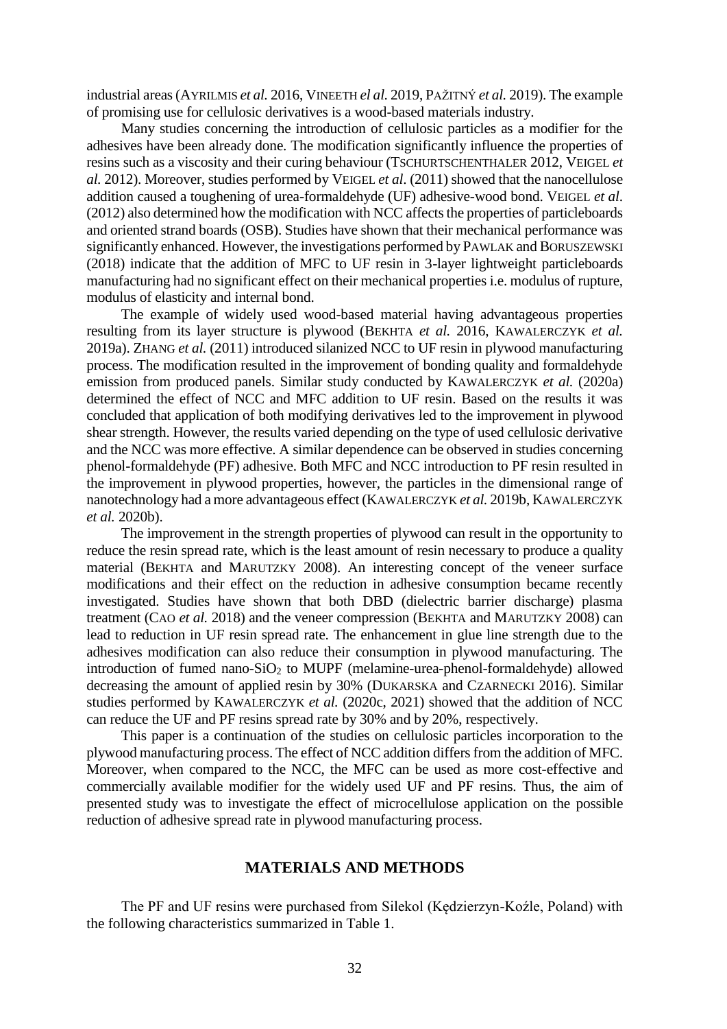industrial areas (AYRILMIS *et al.* 2016, VINEETH *el al.* 2019, PAŽITNÝ *et al.* 2019). The example of promising use for cellulosic derivatives is a wood-based materials industry.

Many studies concerning the introduction of cellulosic particles as a modifier for the adhesives have been already done. The modification significantly influence the properties of resins such as a viscosity and their curing behaviour (TSCHURTSCHENTHALER 2012, VEIGEL *et al.* 2012). Moreover, studies performed by VEIGEL *et al*. (2011) showed that the nanocellulose addition caused a toughening of urea-formaldehyde (UF) adhesive-wood bond. VEIGEL *et al*. (2012) also determined how the modification with NCC affects the properties of particleboards and oriented strand boards (OSB). Studies have shown that their mechanical performance was significantly enhanced. However, the investigations performed by PAWLAK and BORUSZEWSKI (2018) indicate that the addition of MFC to UF resin in 3-layer lightweight particleboards manufacturing had no significant effect on their mechanical properties i.e. modulus of rupture, modulus of elasticity and internal bond.

The example of widely used wood-based material having advantageous properties resulting from its layer structure is plywood (BEKHTA *et al.* 2016, KAWALERCZYK *et al.* 2019a). ZHANG *et al.* (2011) introduced silanized NCC to UF resin in plywood manufacturing process. The modification resulted in the improvement of bonding quality and formaldehyde emission from produced panels. Similar study conducted by KAWALERCZYK *et al.* (2020a) determined the effect of NCC and MFC addition to UF resin. Based on the results it was concluded that application of both modifying derivatives led to the improvement in plywood shear strength. However, the results varied depending on the type of used cellulosic derivative and the NCC was more effective. A similar dependence can be observed in studies concerning phenol-formaldehyde (PF) adhesive. Both MFC and NCC introduction to PF resin resulted in the improvement in plywood properties, however, the particles in the dimensional range of nanotechnology had a more advantageous effect (KAWALERCZYK *et al.* 2019b, KAWALERCZYK *et al.* 2020b).

The improvement in the strength properties of plywood can result in the opportunity to reduce the resin spread rate, which is the least amount of resin necessary to produce a quality material (BEKHTA and MARUTZKY 2008). An interesting concept of the veneer surface modifications and their effect on the reduction in adhesive consumption became recently investigated. Studies have shown that both DBD (dielectric barrier discharge) plasma treatment (CAO *et al.* 2018) and the veneer compression (BEKHTA and MARUTZKY 2008) can lead to reduction in UF resin spread rate. The enhancement in glue line strength due to the adhesives modification can also reduce their consumption in plywood manufacturing. The introduction of fumed nano-$SiO_2$ to MUPF (melamine-urea-phenol-formaldehyde) allowed decreasing the amount of applied resin by 30% (DUKARSKA and CZARNECKI 2016). Similar studies performed by KAWALERCZYK *et al.* (2020c, 2021) showed that the addition of NCC can reduce the UF and PF resins spread rate by 30% and by 20%, respectively.

This paper is a continuation of the studies on cellulosic particles incorporation to the plywood manufacturing process. The effect of NCC addition differs from the addition of MFC. Moreover, when compared to the NCC, the MFC can be used as more cost-effective and commercially available modifier for the widely used UF and PF resins. Thus, the aim of presented study was to investigate the effect of microcellulose application on the possible reduction of adhesive spread rate in plywood manufacturing process.

## MATERIALS AND METHODS

The PF and UF resins were purchased from Silekol (Kędzierzyn-Koźle, Poland) with the following characteristics summarized in Table 1.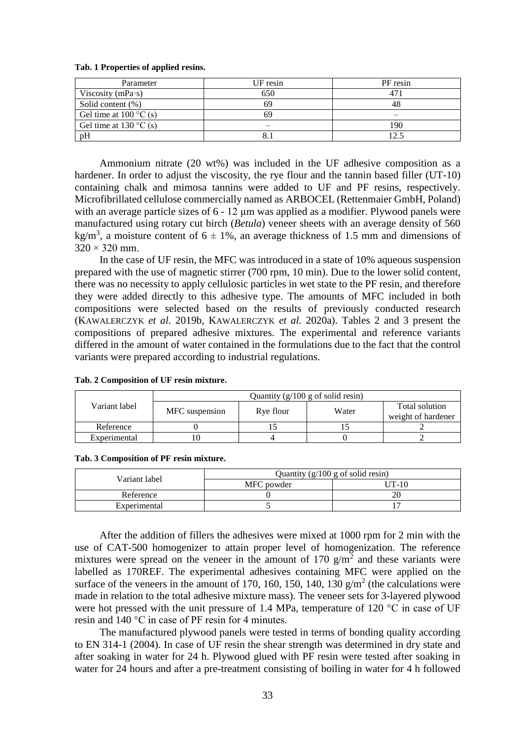**Tab. 1 Properties of applied resins.**

| Parameter | UF resin | PF resin |
|---|---|---|
| Viscosity (mPa·s) | 650 | 471 |
| Solid content (%) | 69 | 48 |
| Gel time at 100 °C (s) | 69 | – |
| Gel time at 130 °C (s) | – | 190 |
| pH | 8.1 | 12.5 |

Ammonium nitrate (20 wt%) was included in the UF adhesive composition as a hardener. In order to adjust the viscosity, the rye flour and the tannin based filler (UT-10) containing chalk and mimosa tannins were added to UF and PF resins, respectively. Microfibrillated cellulose commercially named as ARBOCEL (Rettenmaier GmbH, Poland) with an average particle sizes of 6 - 12 μm was applied as a modifier. Plywood panels were manufactured using rotary cut birch (*Betula*) veneer sheets with an average density of 560 kg/m$^3$, a moisture content of $6 \pm 1\%$, an average thickness of 1.5 mm and dimensions of $320 \times 320$ mm.

In the case of UF resin, the MFC was introduced in a state of 10% aqueous suspension prepared with the use of magnetic stirrer (700 rpm, 10 min). Due to the lower solid content, there was no necessity to apply cellulosic particles in wet state to the PF resin, and therefore they were added directly to this adhesive type. The amounts of MFC included in both compositions were selected based on the results of previously conducted research (KAWALERCZYK *et al.* 2019b, KAWALERCZYK *et al.* 2020a). Tables 2 and 3 present the compositions of prepared adhesive mixtures. The experimental and reference variants differed in the amount of water contained in the formulations due to the fact that the control variants were prepared according to industrial regulations.

**Tab. 2 Composition of UF resin mixture.**

| Variant label | Quantity (g/100 g of solid resin) | | | |
|---|---|---|---|---|
| | MFC suspension | Rye flour | Water | Total solution weight of hardener |
| Reference | 0 | 15 | 15 | 2 |
| Experimental | 10 | 4 | 0 | 2 |

**Tab. 3 Composition of PF resin mixture.**

| Variant label | Quantity (g/100 g of solid resin) | |
|---|---|---|
| | MFC powder | UT-10 |
| Reference | 0 | 20 |
| Experimental | 5 | 17 |

After the addition of fillers the adhesives were mixed at 1000 rpm for 2 min with the use of CAT-500 homogenizer to attain proper level of homogenization. The reference mixtures were spread on the veneer in the amount of 170 g/m$^2$ and these variants were labelled as 170REF. The experimental adhesives containing MFC were applied on the surface of the veneers in the amount of 170, 160, 150, 140, 130 g/m$^2$ (the calculations were made in relation to the total adhesive mixture mass). The veneer sets for 3-layered plywood were hot pressed with the unit pressure of 1.4 MPa, temperature of 120 °C in case of UF resin and 140 °C in case of PF resin for 4 minutes.

The manufactured plywood panels were tested in terms of bonding quality according to EN 314-1 (2004). In case of UF resin the shear strength was determined in dry state and after soaking in water for 24 h. Plywood glued with PF resin were tested after soaking in water for 24 hours and after a pre-treatment consisting of boiling in water for 4 h followed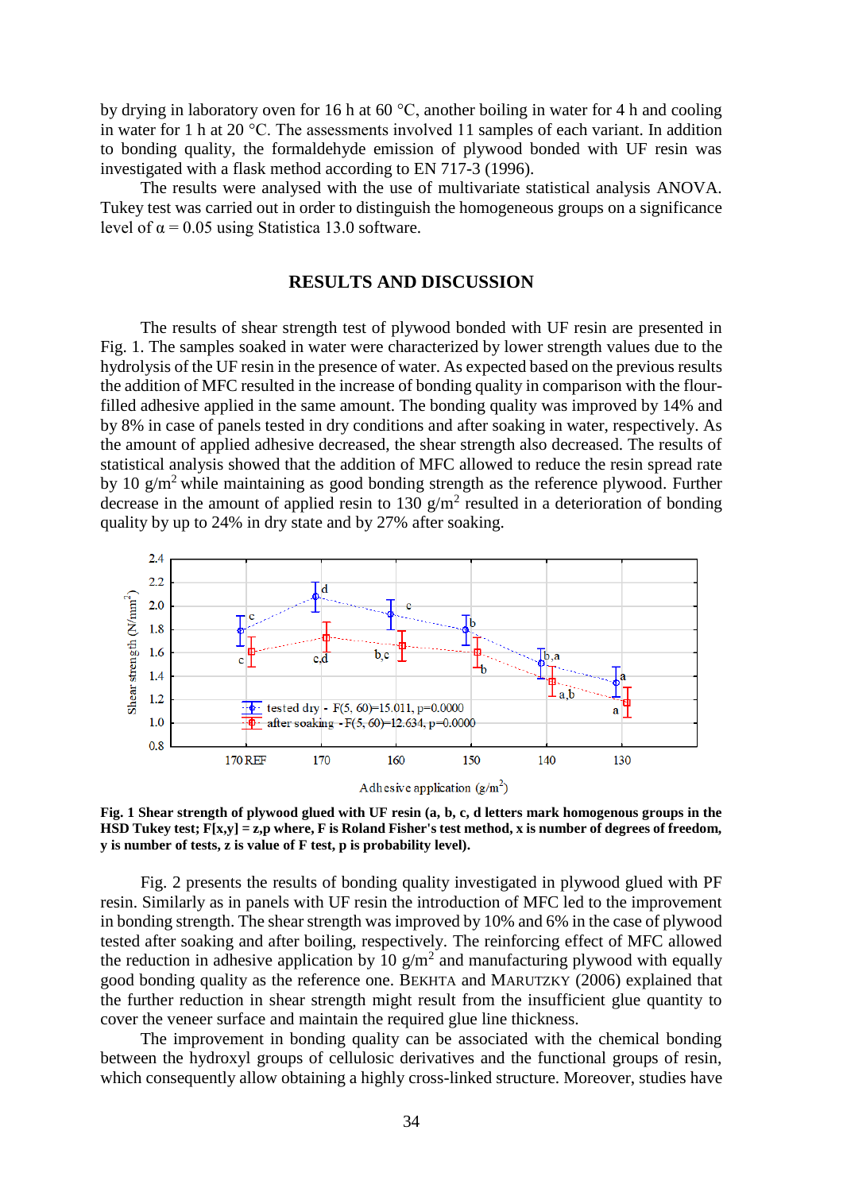by drying in laboratory oven for 16 h at 60 °C, another boiling in water for 4 h and cooling in water for 1 h at 20 °C. The assessments involved 11 samples of each variant. In addition to bonding quality, the formaldehyde emission of plywood bonded with UF resin was investigated with a flask method according to EN 717-3 (1996).

The results were analysed with the use of multivariate statistical analysis ANOVA. Tukey test was carried out in order to distinguish the homogeneous groups on a significance level of $\alpha = 0.05$ using Statistica 13.0 software.

## RESULTS AND DISCUSSION

The results of shear strength test of plywood bonded with UF resin are presented in Fig. 1. The samples soaked in water were characterized by lower strength values due to the hydrolysis of the UF resin in the presence of water. As expected based on the previous results the addition of MFC resulted in the increase of bonding quality in comparison with the flour-filled adhesive applied in the same amount. The bonding quality was improved by 14% and by 8% in case of panels tested in dry conditions and after soaking in water, respectively. As the amount of applied adhesive decreased, the shear strength also decreased. The results of statistical analysis showed that the addition of MFC allowed to reduce the resin spread rate by 10 g/m$^2$ while maintaining as good bonding strength as the reference plywood. Further decrease in the amount of applied resin to 130 g/m$^2$ resulted in a deterioration of bonding quality by up to 24% in dry state and by 27% after soaking.

**Fig. 1 Shear strength of plywood glued with UF resin (a, b, c, d letters mark homogenous groups in the HSD Tukey test; F[x,y] = z,p where, F is Roland Fisher's test method, x is number of degrees of freedom, y is number of tests, z is value of F test, p is probability level).**

Fig. 2 presents the results of bonding quality investigated in plywood glued with PF resin. Similarly as in panels with UF resin the introduction of MFC led to the improvement in bonding strength. The shear strength was improved by 10% and 6% in the case of plywood tested after soaking and after boiling, respectively. The reinforcing effect of MFC allowed the reduction in adhesive application by 10 g/m$^2$ and manufacturing plywood with equally good bonding quality as the reference one. BEKHTA and MARUTZKY (2006) explained that the further reduction in shear strength might result from the insufficient glue quantity to cover the veneer surface and maintain the required glue line thickness.

The improvement in bonding quality can be associated with the chemical bonding between the hydroxyl groups of cellulosic derivatives and the functional groups of resin, which consequently allow obtaining a highly cross-linked structure. Moreover, studies have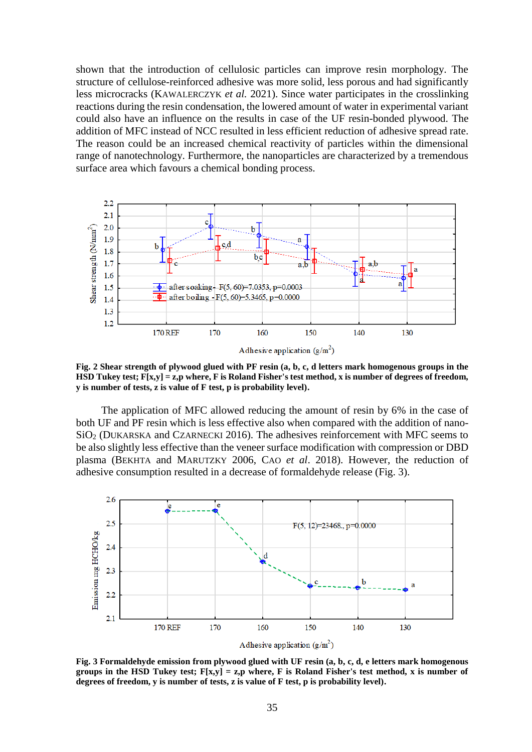shown that the introduction of cellulosic particles can improve resin morphology. The structure of cellulose-reinforced adhesive was more solid, less porous and had significantly less microcracks (KAWALERCZYK *et al.* 2021). Since water participates in the crosslinking reactions during the resin condensation, the lowered amount of water in experimental variant could also have an influence on the results in case of the UF resin-bonded plywood. The addition of MFC instead of NCC resulted in less efficient reduction of adhesive spread rate. The reason could be an increased chemical reactivity of particles within the dimensional range of nanotechnology. Furthermore, the nanoparticles are characterized by a tremendous surface area which favours a chemical bonding process.

**Fig. 2 Shear strength of plywood glued with PF resin (a, b, c, d letters mark homogenous groups in the HSD Tukey test; F[x,y] = z,p where, F is Roland Fisher's test method, x is number of degrees of freedom, y is number of tests, z is value of F test, p is probability level).**

The application of MFC allowed reducing the amount of resin by 6% in the case of both UF and PF resin which is less effective also when compared with the addition of nano-$SiO_2$ (DUKARSKA and CZARNECKI 2016). The adhesives reinforcement with MFC seems to be also slightly less effective than the veneer surface modification with compression or DBD plasma (BEKHTA and MARUTZKY 2006, CAO *et al*. 2018). However, the reduction of adhesive consumption resulted in a decrease of formaldehyde release (Fig. 3).

**Fig. 3 Formaldehyde emission from plywood glued with UF resin (a, b, c, d, e letters mark homogenous groups in the HSD Tukey test; F[x,y] = z,p where, F is Roland Fisher's test method, x is number of degrees of freedom, y is number of tests, z is value of F test, p is probability level).**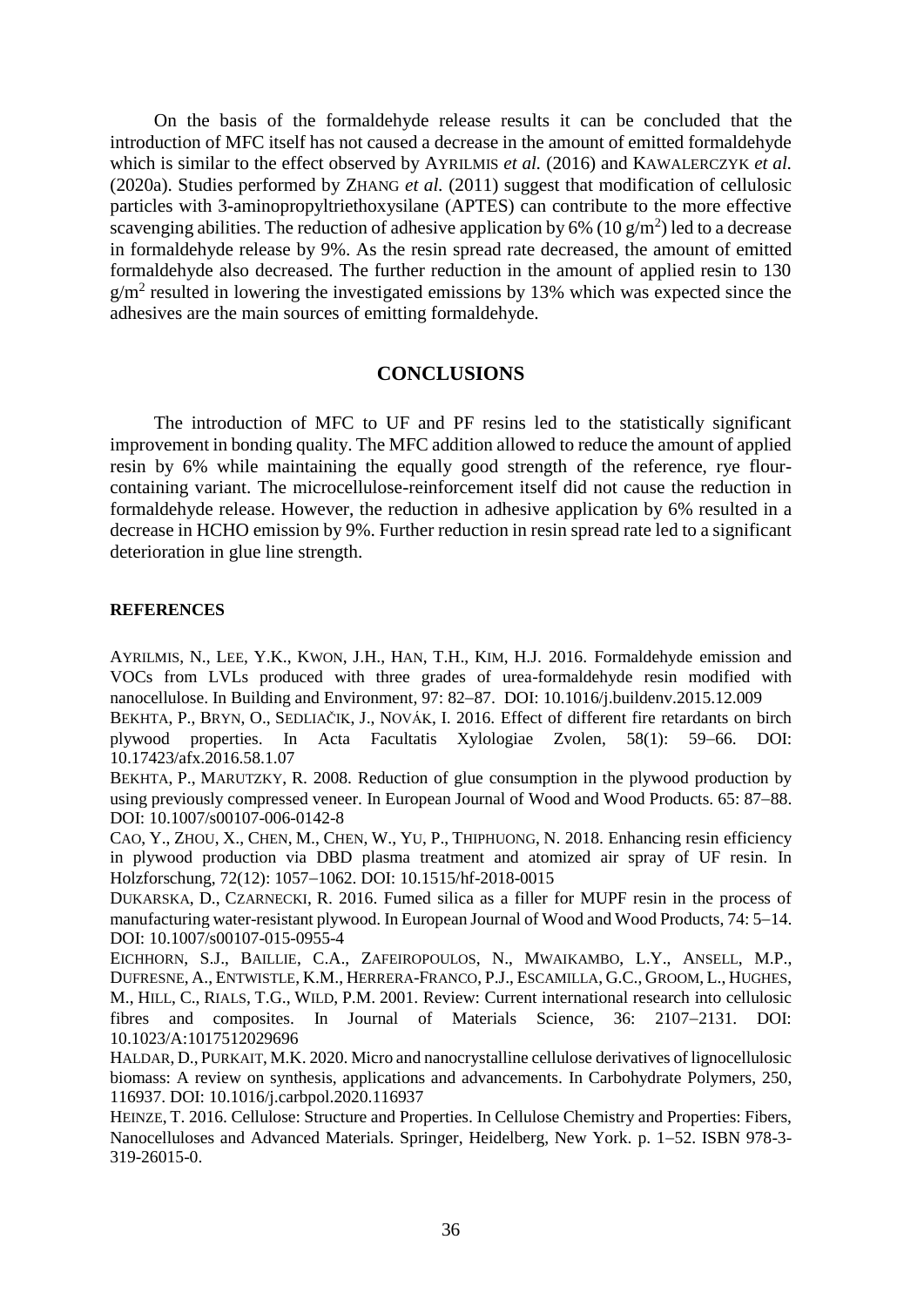On the basis of the formaldehyde release results it can be concluded that the introduction of MFC itself has not caused a decrease in the amount of emitted formaldehyde which is similar to the effect observed by AYRILMIS *et al.* (2016) and KAWALERCZYK *et al.* (2020a). Studies performed by ZHANG *et al.* (2011) suggest that modification of cellulosic particles with 3-aminopropyltriethoxysilane (APTES) can contribute to the more effective scavenging abilities. The reduction of adhesive application by 6% (10 $g/m^2$) led to a decrease in formaldehyde release by 9%. As the resin spread rate decreased, the amount of emitted formaldehyde also decreased. The further reduction in the amount of applied resin to 130 $g/m^2$ resulted in lowering the investigated emissions by 13% which was expected since the adhesives are the main sources of emitting formaldehyde.

## CONCLUSIONS

The introduction of MFC to UF and PF resins led to the statistically significant improvement in bonding quality. The MFC addition allowed to reduce the amount of applied resin by 6% while maintaining the equally good strength of the reference, rye flour-containing variant. The microcellulose-reinforcement itself did not cause the reduction in formaldehyde release. However, the reduction in adhesive application by 6% resulted in a decrease in HCHO emission by 9%. Further reduction in resin spread rate led to a significant deterioration in glue line strength.

### REFERENCES

AYRILMIS, N., LEE, Y.K., KWON, J.H., HAN, T.H., KIM, H.J. 2016. Formaldehyde emission and VOCs from LVLs produced with three grades of urea-formaldehyde resin modified with nanocellulose. In Building and Environment, 97: 82–87. DOI: 10.1016/j.buildenv.2015.12.009

BEKHTA, P., BRYN, O., SEDLIAČIK, J., NOVÁK, I. 2016. Effect of different fire retardants on birch plywood properties. In Acta Facultatis Xylologiae Zvolen, 58(1): 59–66. DOI: 10.17423/afx.2016.58.1.07

BEKHTA, P., MARUTZKY, R. 2008. Reduction of glue consumption in the plywood production by using previously compressed veneer. In European Journal of Wood and Wood Products. 65: 87–88. DOI: 10.1007/s00107-006-0142-8

CAO, Y., ZHOU, X., CHEN, M., CHEN, W., YU, P., THIPHUONG, N. 2018. Enhancing resin efficiency in plywood production via DBD plasma treatment and atomized air spray of UF resin. In Holzforschung, 72(12): 1057–1062. DOI: 10.1515/hf-2018-0015

DUKARSKA, D., CZARNECKI, R. 2016. Fumed silica as a filler for MUPF resin in the process of manufacturing water-resistant plywood. In European Journal of Wood and Wood Products, 74: 5–14. DOI: 10.1007/s00107-015-0955-4

EICHHORN, S.J., BAILLIE, C.A., ZAFEIROPOULOS, N., MWAIKAMBO, L.Y., ANSELL, M.P., DUFRESNE, A., ENTWISTLE, K.M., HERRERA-FRANCO, P.J., ESCAMILLA, G.C., GROOM, L., HUGHES, M., HILL, C., RIALS, T.G., WILD, P.M. 2001. Review: Current international research into cellulosic fibres and composites. In Journal of Materials Science, 36: 2107–2131. DOI: 10.1023/A:1017512029696

HALDAR, D., PURKAIT, M.K. 2020. Micro and nanocrystalline cellulose derivatives of lignocellulosic biomass: A review on synthesis, applications and advancements. In Carbohydrate Polymers, 250, 116937. DOI: 10.1016/j.carbpol.2020.116937

HEINZE, T. 2016. Cellulose: Structure and Properties. In Cellulose Chemistry and Properties: Fibers, Nanocelluloses and Advanced Materials. Springer, Heidelberg, New York. p. 1–52. ISBN 978-3-319-26015-0.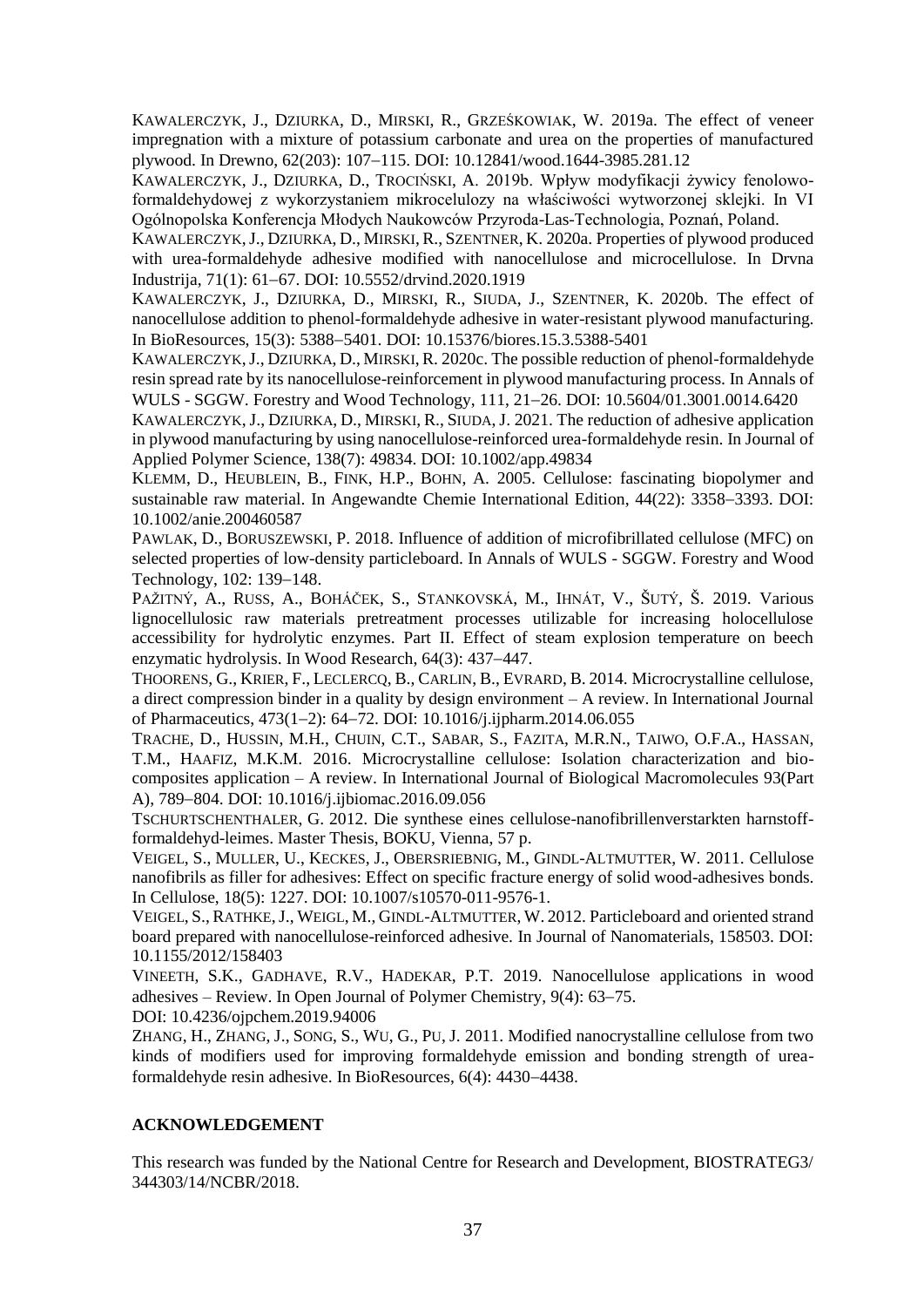KAWALERCZYK, J., DZIURKA, D., MIRSKI, R., GRZEŚKOWIAK, W. 2019a. The effect of veneer impregnation with a mixture of potassium carbonate and urea on the properties of manufactured plywood. In Drewno, 62(203): 107–115. DOI: 10.12841/wood.1644-3985.281.12

KAWALERCZYK, J., DZIURKA, D., TROCIŃSKI, A. 2019b. Wpływ modyfikacji żywicy fenolowo-formaldehydowej z wykorzystaniem mikrocelulozy na właściwości wytworzonej sklejki. In VI Ogólnopolska Konferencja Młodych Naukowców Przyroda-Las-Technologia, Poznań, Poland.

KAWALERCZYK, J., DZIURKA, D., MIRSKI, R., SZENTNER, K. 2020a. Properties of plywood produced with urea-formaldehyde adhesive modified with nanocellulose and microcellulose. In Drvna Industrija, 71(1): 61–67. DOI: 10.5552/drvind.2020.1919

KAWALERCZYK, J., DZIURKA, D., MIRSKI, R., SIUDA, J., SZENTNER, K. 2020b. The effect of nanocellulose addition to phenol-formaldehyde adhesive in water-resistant plywood manufacturing. In BioResources, 15(3): 5388–5401. DOI: 10.15376/biores.15.3.5388-5401

KAWALERCZYK, J., DZIURKA, D., MIRSKI, R. 2020c. The possible reduction of phenol-formaldehyde resin spread rate by its nanocellulose-reinforcement in plywood manufacturing process. In Annals of WULS - SGGW. Forestry and Wood Technology, 111, 21–26. DOI: 10.5604/01.3001.0014.6420

KAWALERCZYK, J., DZIURKA, D., MIRSKI, R., SIUDA, J. 2021. The reduction of adhesive application in plywood manufacturing by using nanocellulose-reinforced urea-formaldehyde resin. In Journal of Applied Polymer Science, 138(7): 49834. DOI: 10.1002/app.49834

KLEMM, D., HEUBLEIN, B., FINK, H.P., BOHN, A. 2005. Cellulose: fascinating biopolymer and sustainable raw material. In Angewandte Chemie International Edition, 44(22): 3358–3393. DOI: 10.1002/anie.200460587

PAWLAK, D., BORUSZEWSKI, P. 2018. Influence of addition of microfibrillated cellulose (MFC) on selected properties of low-density particleboard. In Annals of WULS - SGGW. Forestry and Wood Technology, 102: 139–148.

PAŽITNÝ, A., RUSS, A., BOHÁČEK, S., STANKOVSKÁ, M., IHNÁT, V., ŠUTÝ, Š. 2019. Various lignocellulosic raw materials pretreatment processes utilizable for increasing holocellulose accessibility for hydrolytic enzymes. Part II. Effect of steam explosion temperature on beech enzymatic hydrolysis. In Wood Research, 64(3): 437–447.

THOORENS, G., KRIER, F., LECLERCQ, B., CARLIN, B., EVRARD, B. 2014. Microcrystalline cellulose, a direct compression binder in a quality by design environment – A review. In International Journal of Pharmaceutics, 473(1–2): 64–72. DOI: 10.1016/j.ijpharm.2014.06.055

TRACHE, D., HUSSIN, M.H., CHUIN, C.T., SABAR, S., FAZITA, M.R.N., TAIWO, O.F.A., HASSAN, T.M., HAAFIZ, M.K.M. 2016. Microcrystalline cellulose: Isolation characterization and bio-composites application – A review. In International Journal of Biological Macromolecules 93(Part A), 789–804. DOI: 10.1016/j.ijbiomac.2016.09.056

TSCHURTSCHENTHALER, G. 2012. Die synthese eines cellulose-nanofibrillenverstarkten harnstoff-formaldehyd-leimes. Master Thesis, BOKU, Vienna, 57 p.

VEIGEL, S., MULLER, U., KECKES, J., OBERSRIEBNIG, M., GINDL-ALTMUTTER, W. 2011. Cellulose nanofibrils as filler for adhesives: Effect on specific fracture energy of solid wood-adhesives bonds. In Cellulose, 18(5): 1227. DOI: 10.1007/s10570-011-9576-1.

VEIGEL, S., RATHKE, J., WEIGL, M., GINDL-ALTMUTTER, W. 2012. Particleboard and oriented strand board prepared with nanocellulose-reinforced adhesive. In Journal of Nanomaterials, 158503. DOI: 10.1155/2012/158403

VINEETH, S.K., GADHAVE, R.V., HADEKAR, P.T. 2019. Nanocellulose applications in wood adhesives – Review. In Open Journal of Polymer Chemistry, 9(4): 63–75.
DOI: 10.4236/ojpchem.2019.94006

ZHANG, H., ZHANG, J., SONG, S., WU, G., PU, J. 2011. Modified nanocrystalline cellulose from two kinds of modifiers used for improving formaldehyde emission and bonding strength of urea-formaldehyde resin adhesive. In BioResources, 6(4): 4430–4438.

## ACKNOWLEDGEMENT

This research was funded by the National Centre for Research and Development, BIOSTRATEG3/344303/14/NCBR/2018.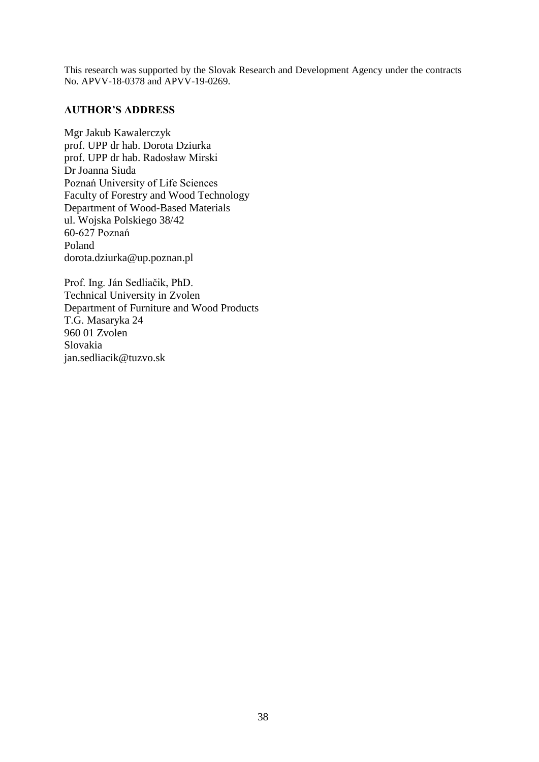This research was supported by the Slovak Research and Development Agency under the contracts No. APVV-18-0378 and APVV-19-0269.

## AUTHOR'S ADDRESS

Mgr Jakub Kawalerczyk  
prof. UPP dr hab. Dorota Dziurka  
prof. UPP dr hab. Radosław Mirski  
Dr Joanna Siuda  
Poznań University of Life Sciences  
Faculty of Forestry and Wood Technology  
Department of Wood-Based Materials  
ul. Wojska Polskiego 38/42  
60-627 Poznań  
Poland  
dorota.dziurka@up.poznan.pl

Prof. Ing. Ján Sedliačik, PhD.  
Technical University in Zvolen  
Department of Furniture and Wood Products  
T.G. Masaryka 24  
960 01 Zvolen  
Slovakia  
jan.sedliacik@tuzvo.sk